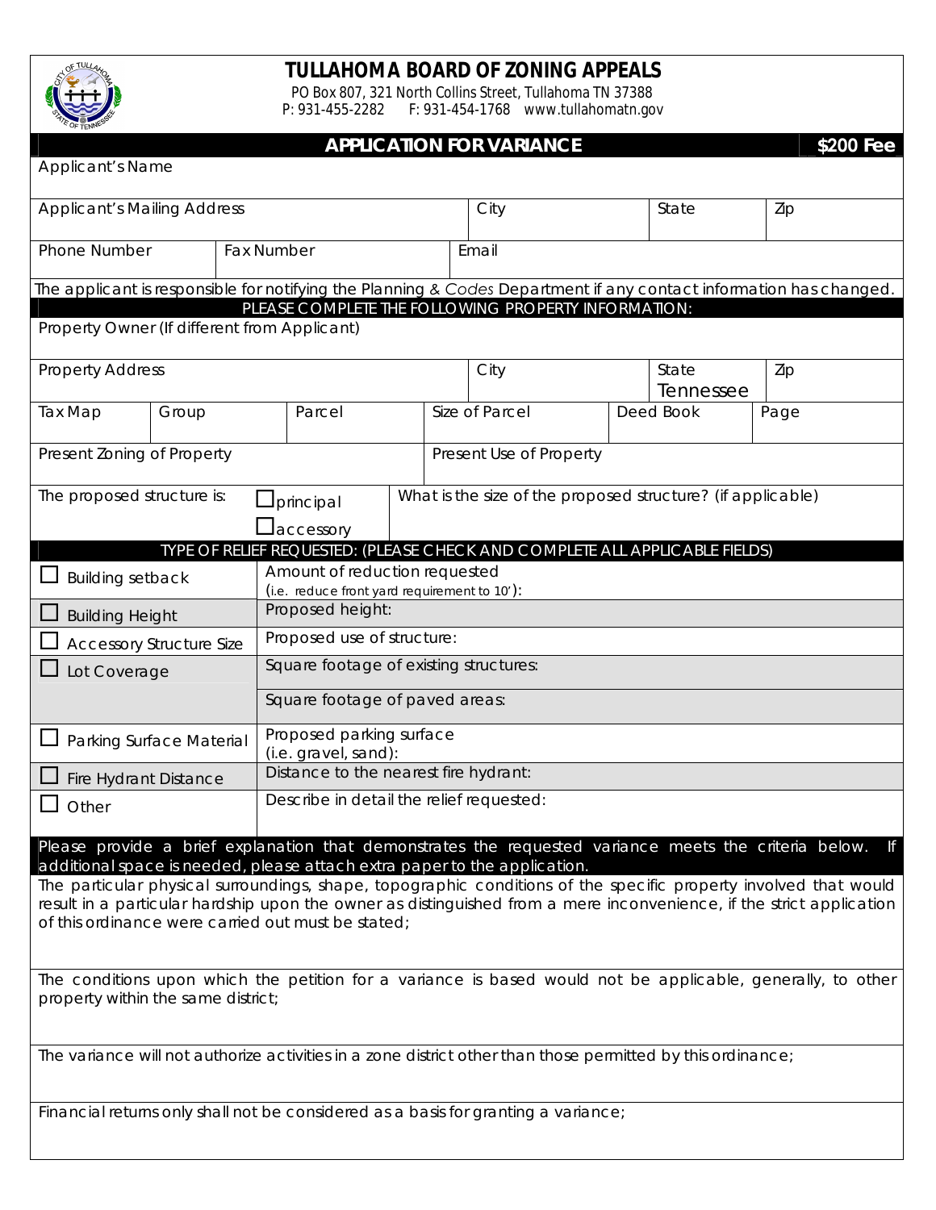# TULLAHOMA BOARD OF ZONING APPEALS

PO Box 807, 321 North Collins Street, Tullahoma TN 37388
P: 931-455-2282 F: 931-454-1768 www.tullahomatn.gov

## APPLICATION FOR VARIANCE — $200 Fee

| Applicant's Name | | | |
|---|---|---|---|
| Applicant's Mailing Address | City | State | Zip |

| Phone Number | Fax Number | Email |
|---|---|---|

The applicant is responsible for notifying the Planning & *Codes* Department if any contact information has changed.

### PLEASE COMPLETE THE FOLLOWING PROPERTY INFORMATION:

| Property Owner (If different from Applicant) | | | |
|---|---|---|---|
| Property Address | City | State Tennessee | Zip |

| Tax Map | Group | Parcel | Size of Parcel | Deed Book | Page |
|---|---|---|---|---|---|

| Present Zoning of Property | Present Use of Property |
|---|---|
| The proposed structure is: ☐ principal ☐ accessory | What is the size of the proposed structure? (if applicable) |

### TYPE OF RELIEF REQUESTED: (PLEASE CHECK AND COMPLETE ALL APPLICABLE FIELDS)

| Type | Details |
|---|---|
| ☐ Building setback | Amount of reduction requested (i.e. reduce front yard requirement to 10'): |
| ☐ Building Height | Proposed height: |
| ☐ Accessory Structure Size | Proposed use of structure: |
| ☐ Lot Coverage | Square footage of existing structures: |
| | Square footage of paved areas: |
| ☐ Parking Surface Material | Proposed parking surface (i.e. gravel, sand): |
| ☐ Fire Hydrant Distance | Distance to the nearest fire hydrant: |
| ☐ Other | Describe in detail the relief requested: |

**Please provide a brief explanation that demonstrates the requested variance meets the criteria below. If additional space is needed, please attach extra paper to the application.**

The particular physical surroundings, shape, topographic conditions of the specific property involved that would result in a particular hardship upon the owner as distinguished from a mere inconvenience, if the strict application of this ordinance were carried out must be stated;

The conditions upon which the petition for a variance is based would not be applicable, generally, to other property within the same district;

The variance will not authorize activities in a zone district other than those permitted by this ordinance;

Financial returns only shall not be considered as a basis for granting a variance;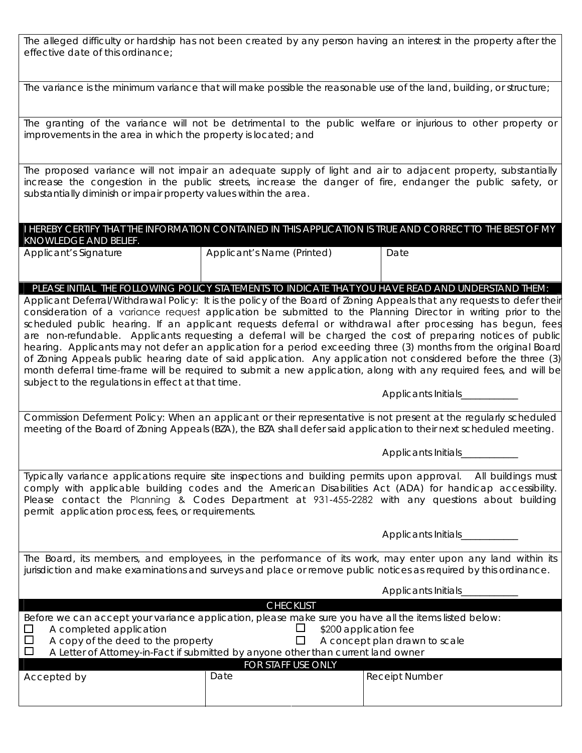The alleged difficulty or hardship has not been created by any person having an interest in the property after the effective date of this ordinance;

The variance is the minimum variance that will make possible the reasonable use of the land, building, or structure;

The granting of the variance will not be detrimental to the public welfare or injurious to other property or improvements in the area in which the property is located; and

The proposed variance will not impair an adequate supply of light and air to adjacent property, substantially increase the congestion in the public streets, increase the danger of fire, endanger the public safety, or substantially diminish or impair property values within the area.

**I HEREBY CERTIFY THAT THE INFORMATION CONTAINED IN THIS APPLICATION IS TRUE AND CORRECT TO THE BEST OF MY KNOWLEDGE AND BELIEF.**

| Applicant's Signature | Applicant's Name (Printed) | Date |
|---|---|---|
| | | |

**PLEASE INITIAL THE FOLLOWING POLICY STATEMENTS TO INDICATE THAT YOU HAVE READ AND UNDERSTAND THEM:**

Applicant Deferral/Withdrawal Policy: It is the policy of the Board of Zoning Appeals that any requests to defer their consideration of a variance request application be submitted to the Planning Director in writing prior to the scheduled public hearing. If an applicant requests deferral or withdrawal after processing has begun, fees are non-refundable. Applicants requesting a deferral will be charged the cost of preparing notices of public hearing. Applicants may not defer an application for a period exceeding three (3) months from the original Board of Zoning Appeals public hearing date of said application. Any application not considered before the three (3) month deferral time-frame will be required to submit a new application, along with any required fees, and will be subject to the regulations in effect at that time.

Applicants Initials___________

Commission Deferment Policy: When an applicant or their representative is not present at the regularly scheduled meeting of the Board of Zoning Appeals (BZA), the BZA shall defer said application to their next scheduled meeting.

Applicants Initials___________

Typically variance applications require site inspections and building permits upon approval. All buildings must comply with applicable building codes and the American Disabilities Act (ADA) for handicap accessibility. Please contact the Planning & Codes Department at 931-455-2282 with any questions about building permit application process, fees, or requirements.

Applicants Initials___________

The Board, its members, and employees, in the performance of its work, may enter upon any land within its jurisdiction and make examinations and surveys and place or remove public notices as required by this ordinance.

Applicants Initials___________

**CHECKLIST**

Before we can accept your variance application, please make sure you have all the items listed below:

- ☐ A completed application
- ☐ $200 application fee
- ☐ A copy of the deed to the property
- ☐ A concept plan drawn to scale
- ☐ A Letter of Attorney-in-Fact if submitted by anyone other than current land owner

**FOR STAFF USE ONLY**

| Accepted by | Date | Receipt Number |
|---|---|---|
| | | |